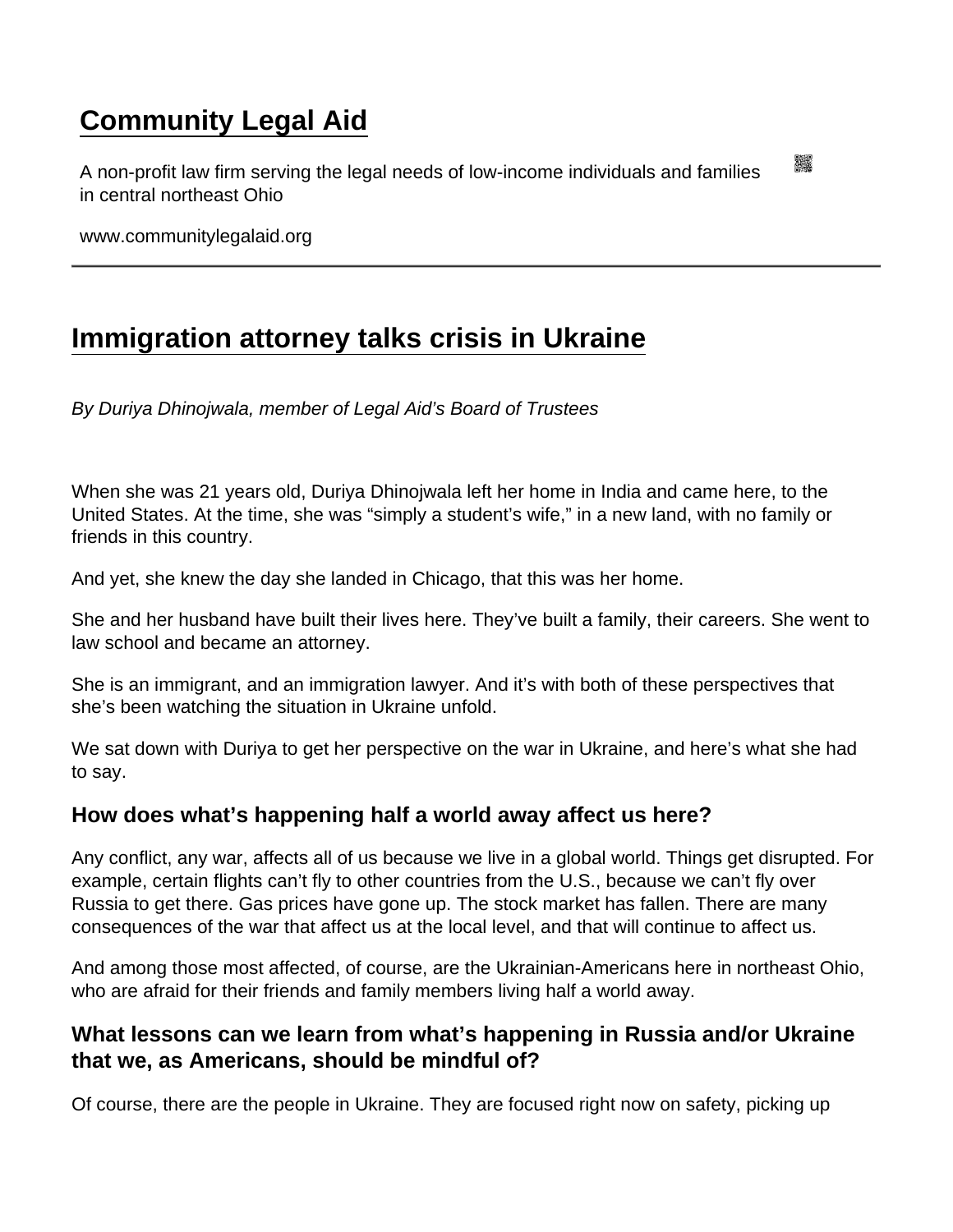# Community Legal Aid

A non-profit law firm serving the legal needs of low-income individuals and families in central northeast Ohio

www.communitylegalaid.org

---

## Immigration attorney talks crisis in Ukraine

*By Duriya Dhinojwala, member of Legal Aid's Board of Trustees*

When she was 21 years old, Duriya Dhinojwala left her home in India and came here, to the United States. At the time, she was "simply a student's wife," in a new land, with no family or friends in this country.

And yet, she knew the day she landed in Chicago, that this was her home.

She and her husband have built their lives here. They've built a family, their careers. She went to law school and became an attorney.

She is an immigrant, and an immigration lawyer. And it's with both of these perspectives that she's been watching the situation in Ukraine unfold.

We sat down with Duriya to get her perspective on the war in Ukraine, and here's what she had to say.

### How does what's happening half a world away affect us here?

Any conflict, any war, affects all of us because we live in a global world. Things get disrupted. For example, certain flights can't fly to other countries from the U.S., because we can't fly over Russia to get there. Gas prices have gone up. The stock market has fallen. There are many consequences of the war that affect us at the local level, and that will continue to affect us.

And among those most affected, of course, are the Ukrainian-Americans here in northeast Ohio, who are afraid for their friends and family members living half a world away.

### What lessons can we learn from what's happening in Russia and/or Ukraine that we, as Americans, should be mindful of?

Of course, there are the people in Ukraine. They are focused right now on safety, picking up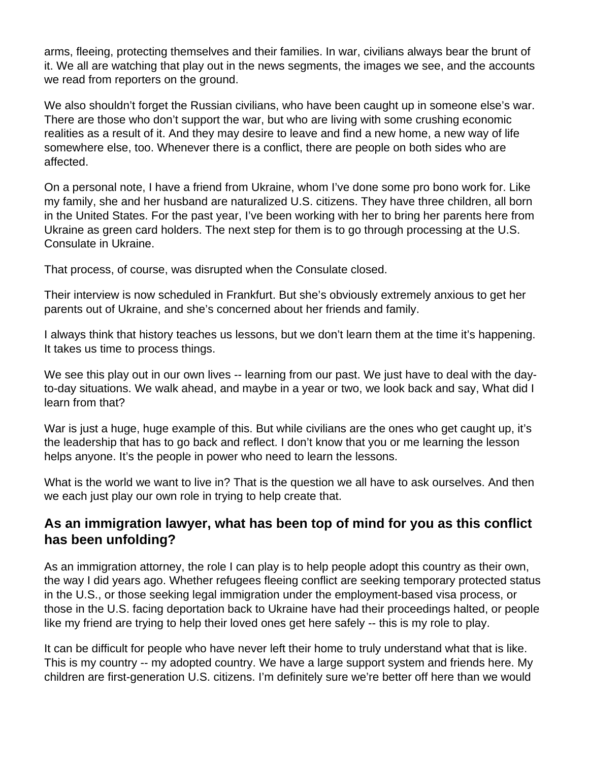arms, fleeing, protecting themselves and their families. In war, civilians always bear the brunt of it. We all are watching that play out in the news segments, the images we see, and the accounts we read from reporters on the ground.

We also shouldn't forget the Russian civilians, who have been caught up in someone else's war. There are those who don't support the war, but who are living with some crushing economic realities as a result of it. And they may desire to leave and find a new home, a new way of life somewhere else, too. Whenever there is a conflict, there are people on both sides who are affected.

On a personal note, I have a friend from Ukraine, whom I've done some pro bono work for. Like my family, she and her husband are naturalized U.S. citizens. They have three children, all born in the United States. For the past year, I've been working with her to bring her parents here from Ukraine as green card holders. The next step for them is to go through processing at the U.S. Consulate in Ukraine.

That process, of course, was disrupted when the Consulate closed.

Their interview is now scheduled in Frankfurt. But she's obviously extremely anxious to get her parents out of Ukraine, and she's concerned about her friends and family.

I always think that history teaches us lessons, but we don't learn them at the time it's happening. It takes us time to process things.

We see this play out in our own lives -- learning from our past. We just have to deal with the day-to-day situations. We walk ahead, and maybe in a year or two, we look back and say, What did I learn from that?

War is just a huge, huge example of this. But while civilians are the ones who get caught up, it's the leadership that has to go back and reflect. I don't know that you or me learning the lesson helps anyone. It's the people in power who need to learn the lessons.

What is the world we want to live in? That is the question we all have to ask ourselves. And then we each just play our own role in trying to help create that.

## As an immigration lawyer, what has been top of mind for you as this conflict has been unfolding?

As an immigration attorney, the role I can play is to help people adopt this country as their own, the way I did years ago. Whether refugees fleeing conflict are seeking temporary protected status in the U.S., or those seeking legal immigration under the employment-based visa process, or those in the U.S. facing deportation back to Ukraine have had their proceedings halted, or people like my friend are trying to help their loved ones get here safely -- this is my role to play.

It can be difficult for people who have never left their home to truly understand what that is like. This is my country -- my adopted country. We have a large support system and friends here. My children are first-generation U.S. citizens. I'm definitely sure we're better off here than we would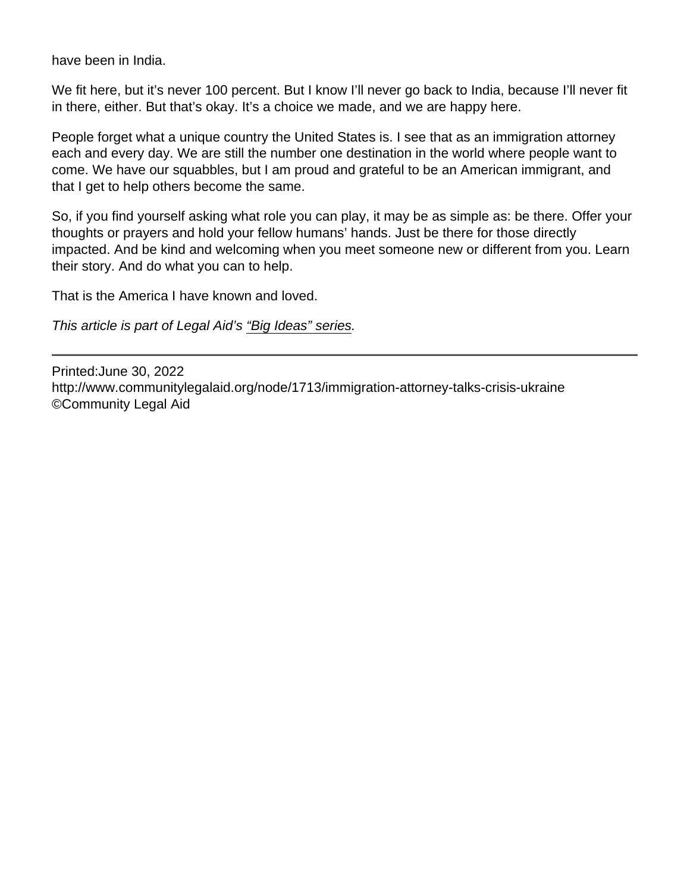have been in India.

We fit here, but it's never 100 percent. But I know I'll never go back to India, because I'll never fit in there, either. But that's okay. It's a choice we made, and we are happy here.

People forget what a unique country the United States is. I see that as an immigration attorney each and every day. We are still the number one destination in the world where people want to come. We have our squabbles, but I am proud and grateful to be an American immigrant, and that I get to help others become the same.

So, if you find yourself asking what role you can play, it may be as simple as: be there. Offer your thoughts or prayers and hold your fellow humans' hands. Just be there for those directly impacted. And be kind and welcoming when you meet someone new or different from you. Learn their story. And do what you can to help.

That is the America I have known and loved.

*This article is part of Legal Aid's "Big Ideas" series.*

---

Printed:June 30, 2022
http://www.communitylegalaid.org/node/1713/immigration-attorney-talks-crisis-ukraine
©Community Legal Aid